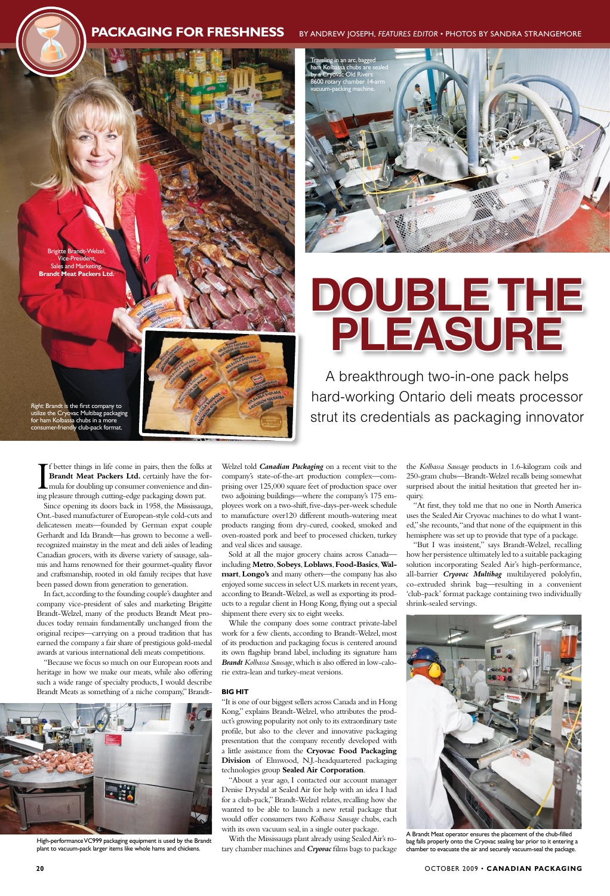PACKAGING FOR FRESHNESS

BY ANDREW JOSEPH, *FEATURES EDITOR* • PHOTOS BY SANDRA STRANGEMORE

# DOUBLE THE PLEASURE

A breakthrough two-in-one pack helps hard-working Ontario deli meats processor strut its credentials as packaging innovator

Brigitte Brandt-Welzel, Vice-President, Sales and Marketing, **Brandt Meat Packers Ltd.**

Traveling in an arc, bagged ham Kolbassa chubs are sealed by a Cryovac Old Rivers 8600 rotary chamber 14-arm vacuum-packing machine.

*Right*: Brandt is the first company to utilize the Cryovac Multibag packaging for ham Kolbassa chubs in a more consumer-friendly club-pack format.

If better things in life come in pairs, then the folks at **Brandt Meat Packers Ltd.** certainly have the formula for doubling up consumer convenience and dining pleasure through cutting-edge packaging down pat.

Since opening its doors back in 1958, the Mississauga, Ont.-based manufacturer of European-style cold-cuts and delicatessen meats—founded by German expat couple Gerhardt and Ida Brandt—has grown to become a well-recognized mainstay in the meat and deli aisles of leading Canadian grocers, with its diverse variety of sausage, salamis and hams renowned for their gourmet-quality flavor and craftsmanship, rooted in old family recipes that have been passed down from generation to generation.

In fact, according to the founding couple's daughter and company vice-president of sales and marketing Brigitte Brandt-Welzel, many of the products Brandt Meat produces today remain fundamentally unchanged from the original recipes—carrying on a proud tradition that has earned the company a fair share of prestigious gold-medal awards at various international deli meats competitions.

"Because we focus so much on our European roots and heritage in how we make our meats, while also offering such a wide range of specialty products, I would describe Brandt Meats as something of a niche company," Brandt-Welzel told ***Canadian Packaging*** on a recent visit to the company's state-of-the-art production complex—comprising over 125,000 square feet of production space over two adjoining buildings—where the company's 175 employees work on a two-shift, five-days-per-week schedule to manufacture over120 different mouth-watering meat products ranging from dry-cured, cooked, smoked and oven-roasted pork and beef to processed chicken, turkey and veal slices and sausage.

Sold at all the major grocery chains across Canada—including **Metro**, **Sobeys**, **Loblaws**, **Food-Basics**, **Wal-mart**, **Longo's** and many others—the company has also enjoyed some success in select U.S. markets in recent years, according to Brandt-Welzel, as well as exporting its products to a regular client in Hong Kong, flying out a special shipment there every six to eight weeks.

While the company does some contract private-label work for a few clients, according to Brandt-Welzel, most of its production and packaging focus is centered around its own flagship brand label, including its signature ham ***Brandt*** *Kolbassa Sausage*, which is also offered in low-calorie extra-lean and turkey-meat versions.

High-performance VC999 packaging equipment is used by the Brandt plant to vacuum-pack larger items like whole hams and chickens.

### BIG HIT

"It is one of our biggest sellers across Canada and in Hong Kong," explains Brandt-Welzel, who attributes the product's growing popularity not only to its extraordinary taste profile, but also to the clever and innovative packaging presentation that the company recently developed with a little assistance from the **Cryovac Food Packaging Division** of Elmwood, N.J.-headquartered packaging technologies group **Sealed Air Corporation**.

"About a year ago, I contacted our account manager Denise Drysdal at Sealed Air for help with an idea I had for a club-pack," Brandt-Welzel relates, recalling how she wanted to be able to launch a new retail package that would offer consumers two *Kolbassa Sausage* chubs, each with its own vacuum seal, in a single outer package.

With the Mississauga plant already using Sealed Air's rotary chamber machines and ***Cryovac*** films bags to package the *Kolbassa Sausage* products in 1.6-kilogram coils and 250-gram chubs—Brandt-Welzel recalls being somewhat surprised about the initial hesitation that greeted her inquiry.

"At first, they told me that no one in North America uses the Sealed Air Cryovac machines to do what I wanted," she recounts, "and that none of the equipment in this hemisphere was set up to provide that type of a package.

"But I was insistent," says Brandt-Welzel, recalling how her persistence ultimately led to a suitable packaging solution incorporating Sealed Air's high-performance, all-barrier ***Cryovac Multibag*** multilayered pololyfin, co-extruded shrink bag—resulting in a convenient 'club-pack' format package containing two individually shrink-sealed servings.

A Brandt Meat operator ensures the placement of the chub-filled bag falls properly onto the Cryovac sealing bar prior to it entering a chamber to evacuate the air and securely vacuum-seal the package.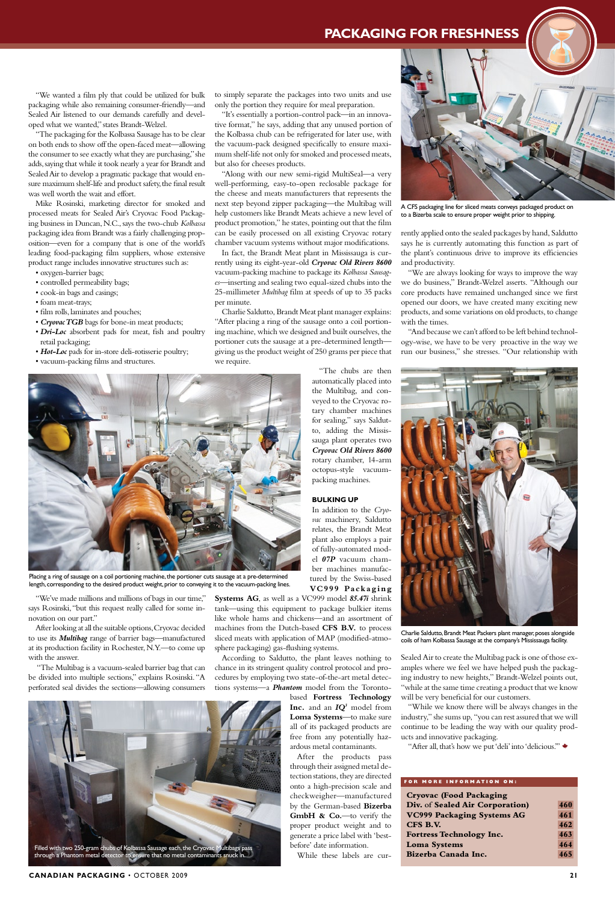"We wanted a film ply that could be utilized for bulk packaging while also remaining consumer-friendly—and Sealed Air listened to our demands carefully and developed what we wanted," states Brandt-Welzel.

"The packaging for the Kolbassa Sausage has to be clear on both ends to show off the open-faced meat—allowing the consumer to see exactly what they are purchasing," she adds, saying that while it took nearly a year for Brandt and Sealed Air to develop a pragmatic package that would ensure maximum shelf-life and product safety, the final result was well worth the wait and effort.

Mike Rosinski, marketing director for smoked and processed meats for Sealed Air's Cryovac Food Packaging business in Duncan, N.C., says the two-chub *Kolbassa* packaging idea from Brandt was a fairly challenging proposition—even for a company that is one of the world's leading food-packaging film suppliers, whose extensive product range includes innovative structures such as:

- oxygen-barrier bags;
- controlled permeability bags;
- cook-in bags and casings;
- foam meat-trays;
- film rolls, laminates and pouches;
- ***Cryovac TGB*** bags for bone-in meat products;
- ***Dri-Loc*** absorbent pads for meat, fish and poultry retail packaging;
- ***Hot-Loc*** pads for in-store deli-rotisserie poultry;
- vacuum-packing films and structures.

Placing a ring of sausage on a coil portioning machine, the portioner cuts sausage at a pre-determined length, corresponding to the desired product weight, prior to conveying it to the vacuum-packing lines.

"We've made millions and millions of bags in our time," says Rosinski, "but this request really called for some innovation on our part."

After looking at all the suitable options, Cryovac decided to use its ***Multibag*** range of barrier bags—manufactured at its production facility in Rochester, N.Y.—to come up with the answer.

"The Multibag is a vacuum-sealed barrier bag that can be divided into multiple sections," explains Rosinski. "A perforated seal divides the sections—allowing consumers to simply separate the packages into two units and use only the portion they require for meal preparation.

"It's essentially a portion-control pack—in an innovative format," he says, adding that any unused portion of the Kolbassa chub can be refrigerated for later use, with the vacuum-pack designed specifically to ensure maximum shelf-life not only for smoked and processed meats, but also for cheeses products.

"Along with our new semi-rigid MultiSeal—a very well-performing, easy-to-open reclosable package for the cheese and meats manufacturers that represents the next step beyond zipper packaging—the Multibag will help customers like Brandt Meats achieve a new level of product promotion," he states, pointing out that the film can be easily processed on all existing Cryovac rotary chamber vacuum systems without major modifications.

In fact, the Brandt Meat plant in Mississauga is currently using its eight-year-old ***Cryovac Old Rivers 8600*** vacuum-packing machine to package its *Kolbassa Sausages*—inserting and sealing two equal-sized chubs into the 25-millimeter *Multibag* film at speeds of up to 35 packs per minute.

Charlie Saldutto, Brandt Meat plant manager explains: "After placing a ring of the sausage onto a coil portioning machine, which we designed and built ourselves, the portioner cuts the sausage at a pre-determined length—giving us the product weight of 250 grams per piece that we require.

"The chubs are then automatically placed into the Multibag, and conveyed to the Cryovac rotary chamber machines for sealing," says Saldutto, adding the Mississauga plant operates two ***Cryovac Old Rivers 8600*** rotary chamber, 14-arm octopus-style vacuum-packing machines.

## BULKING UP

In addition to the *Cryovac* machinery, Saldutto relates, the Brandt Meat plant also employs a pair of fully-automated model ***07P*** vacuum chamber machines manufactured by the Swiss-based **VC999 Packaging Systems AG**, as well as a VC999 model ***85.47i*** shrink tank—using this equipment to package bulkier items like whole hams and chickens—and an assortment of machines from the Dutch-based **CFS B.V.** to process sliced meats with application of MAP (modified-atmosphere packaging) gas-flushing systems.

According to Saldutto, the plant leaves nothing to chance in its stringent quality control protocol and procedures by employing two state-of-the-art metal detections systems—a ***Phantom*** model from the Toronto-based **Fortress Technology Inc.** and an ***IQ***[3] model from **Loma Systems**—to make sure all of its packaged products are free from any potentially hazardous metal contaminants.

Filled with two 250-gram chubs of Kolbassa Sausage each, the Cryovac Multibags pass through a Phantom metal detector to ensure that no metal contaminants snuck in.

After the products pass through their assigned metal detection stations, they are directed onto a high-precision scale and checkweigher—manufactured by the German-based **Bizerba GmbH & Co.**—to verify the proper product weight and to generate a price label with 'best-before' date information.

A CFS packaging line for sliced meats conveys packaged product on to a Bizerba scale to ensure proper weight prior to shipping.

While these labels are currently applied onto the sealed packages by hand, Saldutto says he is currently automating this function as part of the plant's continuous drive to improve its efficiencies and productivity.

"We are always looking for ways to improve the way we do business," Brandt-Welzel asserts. "Although our core products have remained unchanged since we first opened our doors, we have created many exciting new products, and some variations on old products, to change with the times.

"And because we can't afford to be left behind technology-wise, we have to be very proactive in the way we run our business," she stresses. "Our relationship with Sealed Air to create the Multibag pack is one of those examples where we feel we have helped push the packaging industry to new heights," Brandt-Welzel points out, "while at the same time creating a product that we know will be very beneficial for our customers.

Charlie Saldutto, Brandt Meat Packers plant manager, poses alongside coils of ham Kolbassa Sausage at the company's Mississauga facility.

"While we know there will be always changes in the industry," she sums up, "you can rest assured that we will continue to be leading the way with our quality products and innovative packaging.

"After all, that's how we put 'deli' into 'delicious.'"

**FOR MORE INFORMATION ON:**

| | |
|---|---|
| **Cryovac (Food Packaging Div. of Sealed Air Corporation)** | 460 |
| **VC999 Packaging Systems AG** | 461 |
| **CFS B.V.** | 462 |
| **Fortress Technology Inc.** | 463 |
| **Loma Systems** | 464 |
| **Bizerba Canada Inc.** | 465 |